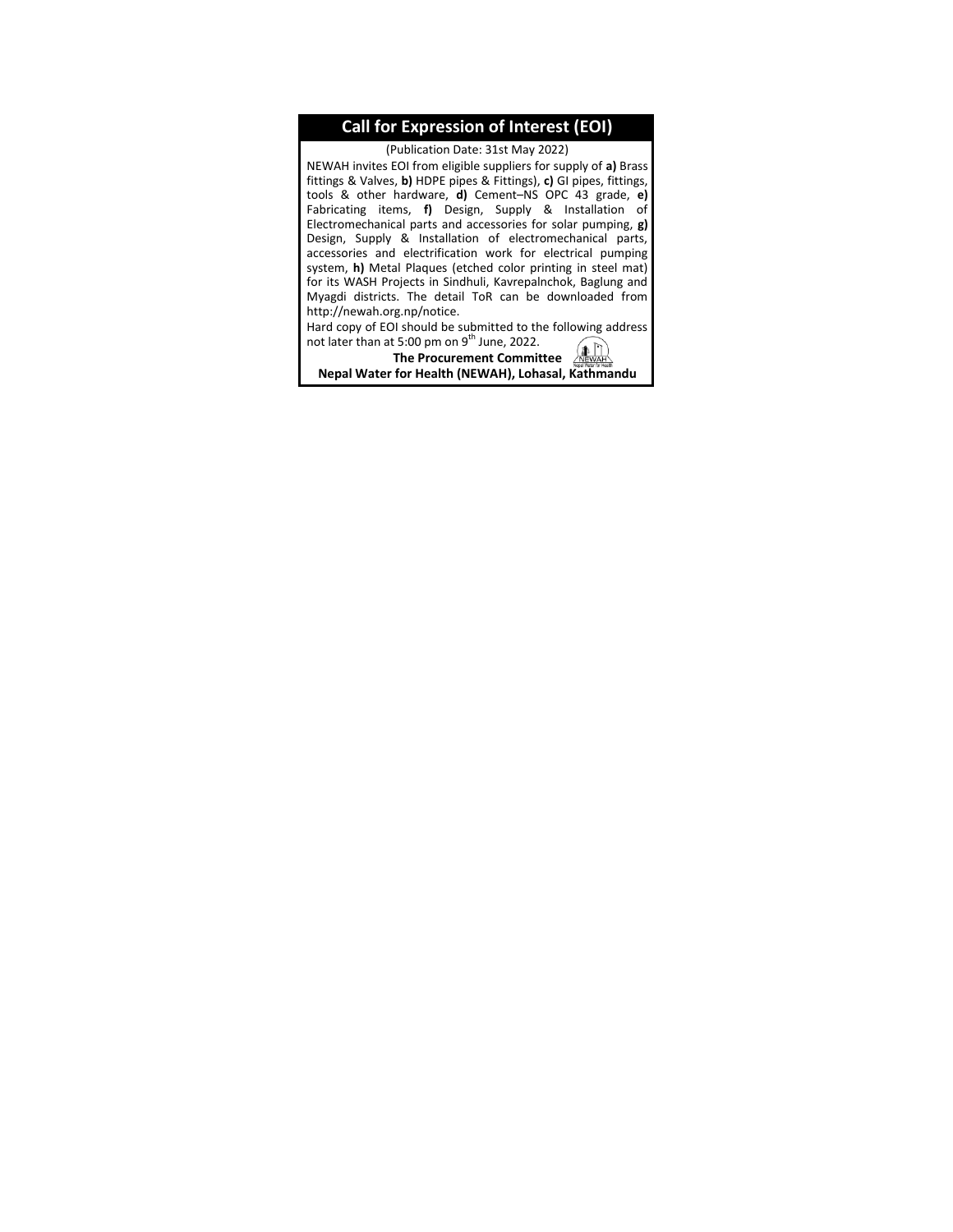# Call for Expression of Interest (EOI)

(Publication Date: 31st May 2022)

NEWAH invites EOI from eligible suppliers for supply of **a)** Brass fittings & Valves, **b)** HDPE pipes & Fittings), **c)** GI pipes, fittings, tools & other hardware, **d)** Cement–NS OPC 43 grade, **e)** Fabricating items, **f)** Design, Supply & Installation of Electromechanical parts and accessories for solar pumping, **g)** Design, Supply & Installation of electromechanical parts, accessories and electrification work for electrical pumping system, **h)** Metal Plaques (etched color printing in steel mat) for its WASH Projects in Sindhuli, Kavrepalnchok, Baglung and Myagdi districts. The detail ToR can be downloaded from http://newah.org.np/notice.

Hard copy of EOI should be submitted to the following address not later than at 5:00 pm on 9th June, 2022.

**The Procurement Committee**

**Nepal Water for Health (NEWAH), Lohasal, Kathmandu**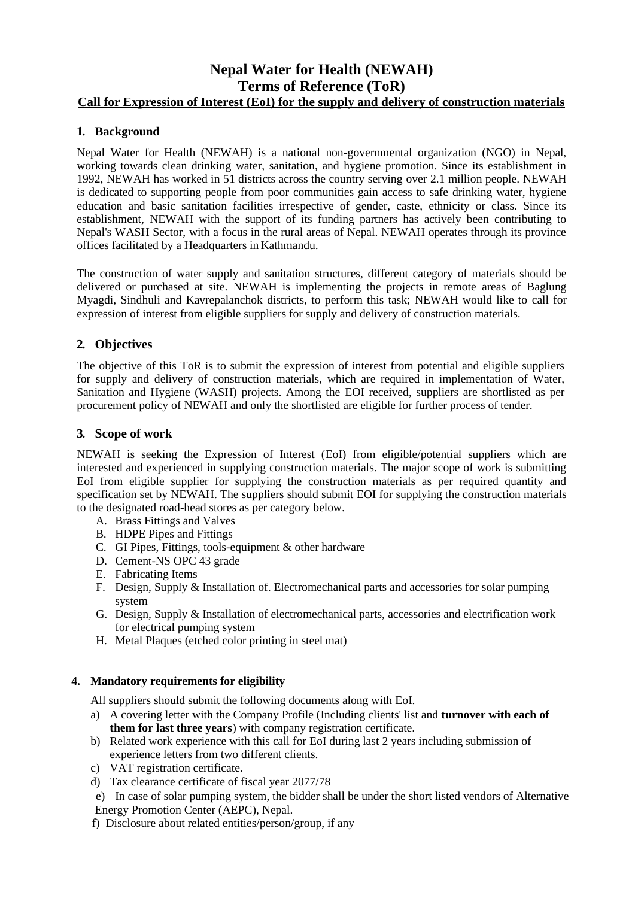# Nepal Water for Health (NEWAH)
# Terms of Reference (ToR)
## Call for Expression of Interest (EoI) for the supply and delivery of construction materials

### 1. Background

Nepal Water for Health (NEWAH) is a national non-governmental organization (NGO) in Nepal, working towards clean drinking water, sanitation, and hygiene promotion. Since its establishment in 1992, NEWAH has worked in 51 districts across the country serving over 2.1 million people. NEWAH is dedicated to supporting people from poor communities gain access to safe drinking water, hygiene education and basic sanitation facilities irrespective of gender, caste, ethnicity or class. Since its establishment, NEWAH with the support of its funding partners has actively been contributing to Nepal's WASH Sector, with a focus in the rural areas of Nepal. NEWAH operates through its province offices facilitated by a Headquarters in Kathmandu.

The construction of water supply and sanitation structures, different category of materials should be delivered or purchased at site. NEWAH is implementing the projects in remote areas of Baglung Myagdi, Sindhuli and Kavrepalanchok districts, to perform this task; NEWAH would like to call for expression of interest from eligible suppliers for supply and delivery of construction materials.

### 2. Objectives

The objective of this ToR is to submit the expression of interest from potential and eligible suppliers for supply and delivery of construction materials, which are required in implementation of Water, Sanitation and Hygiene (WASH) projects. Among the EOI received, suppliers are shortlisted as per procurement policy of NEWAH and only the shortlisted are eligible for further process of tender.

### 3. Scope of work

NEWAH is seeking the Expression of Interest (EoI) from eligible/potential suppliers which are interested and experienced in supplying construction materials. The major scope of work is submitting EoI from eligible supplier for supplying the construction materials as per required quantity and specification set by NEWAH. The suppliers should submit EOI for supplying the construction materials to the designated road-head stores as per category below.

A. Brass Fittings and Valves
B. HDPE Pipes and Fittings
C. GI Pipes, Fittings, tools-equipment & other hardware
D. Cement-NS OPC 43 grade
E. Fabricating Items
F. Design, Supply & Installation of. Electromechanical parts and accessories for solar pumping system
G. Design, Supply & Installation of electromechanical parts, accessories and electrification work for electrical pumping system
H. Metal Plaques (etched color printing in steel mat)

### 4. Mandatory requirements for eligibility

All suppliers should submit the following documents along with EoI.

a) A covering letter with the Company Profile (Including clients' list and **turnover with each of them for last three years**) with company registration certificate.
b) Related work experience with this call for EoI during last 2 years including submission of experience letters from two different clients.
c) VAT registration certificate.
d) Tax clearance certificate of fiscal year 2077/78
e) In case of solar pumping system, the bidder shall be under the short listed vendors of Alternative Energy Promotion Center (AEPC), Nepal.
f) Disclosure about related entities/person/group, if any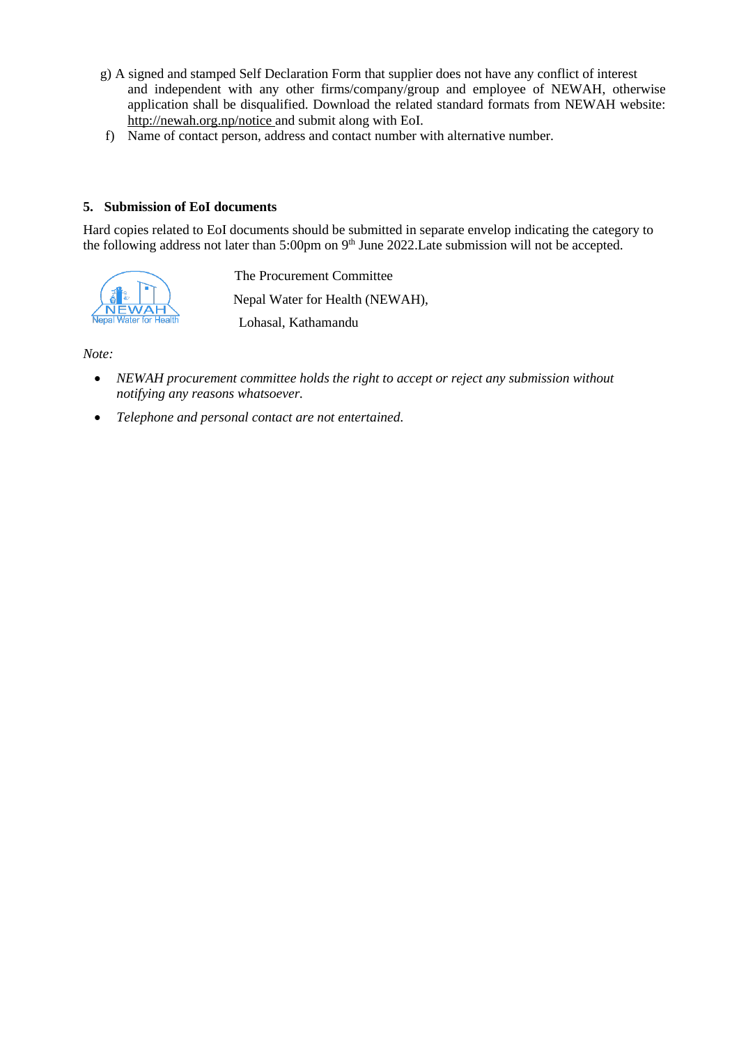g) A signed and stamped Self Declaration Form that supplier does not have any conflict of interest and independent with any other firms/company/group and employee of NEWAH, otherwise application shall be disqualified. Download the related standard formats from NEWAH website: http://newah.org.np/notice and submit along with EoI.

f) Name of contact person, address and contact number with alternative number.

**5. Submission of EoI documents**

Hard copies related to EoI documents should be submitted in separate envelop indicating the category to the following address not later than 5:00pm on 9th June 2022.Late submission will not be accepted.

The Procurement Committee
Nepal Water for Health (NEWAH),
Lohasal, Kathamandu

*Note:*

- *NEWAH procurement committee holds the right to accept or reject any submission without notifying any reasons whatsoever.*
- *Telephone and personal contact are not entertained.*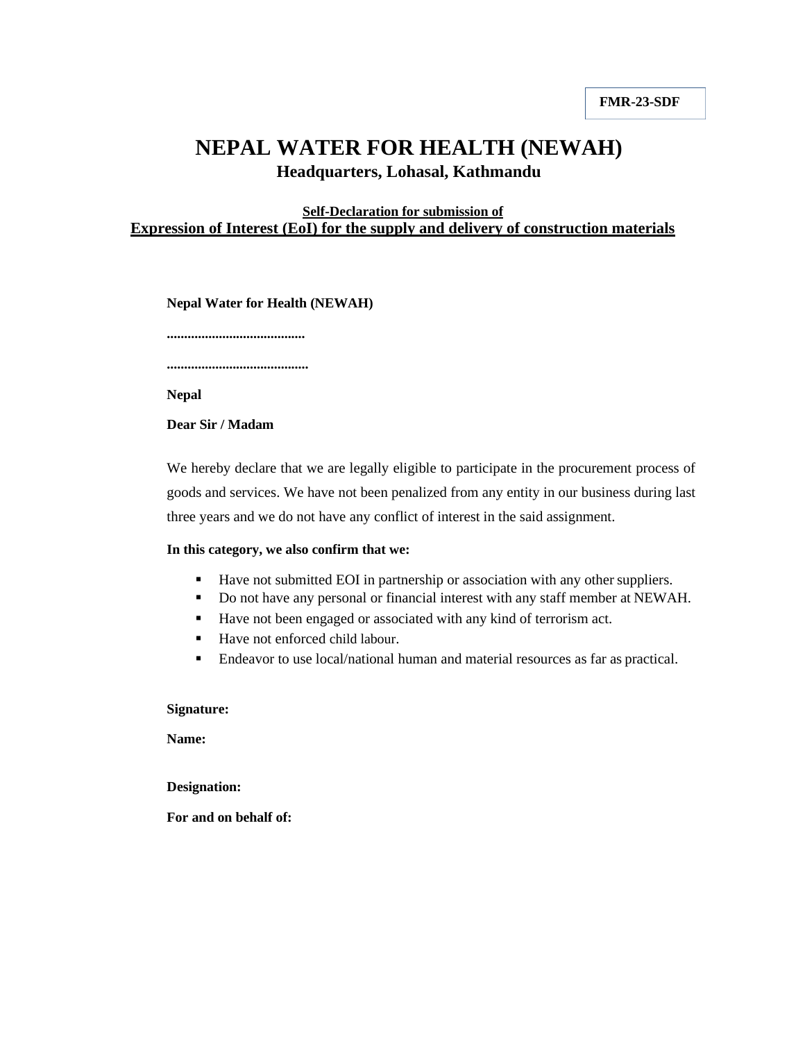FMR-23-SDF

# NEPAL WATER FOR HEALTH (NEWAH)

## Headquarters, Lohasal, Kathmandu

**Self-Declaration for submission of**

**Expression of Interest (EoI) for the supply and delivery of construction materials**

**Nepal Water for Health (NEWAH)**

**........................................**

**.........................................**

**Nepal**

**Dear Sir / Madam**

We hereby declare that we are legally eligible to participate in the procurement process of goods and services. We have not been penalized from any entity in our business during last three years and we do not have any conflict of interest in the said assignment.

**In this category, we also confirm that we:**

- Have not submitted EOI in partnership or association with any other suppliers.
- Do not have any personal or financial interest with any staff member at NEWAH.
- Have not been engaged or associated with any kind of terrorism act.
- Have not enforced child labour.
- Endeavor to use local/national human and material resources as far as practical.

**Signature:**

**Name:**

**Designation:**

**For and on behalf of:**